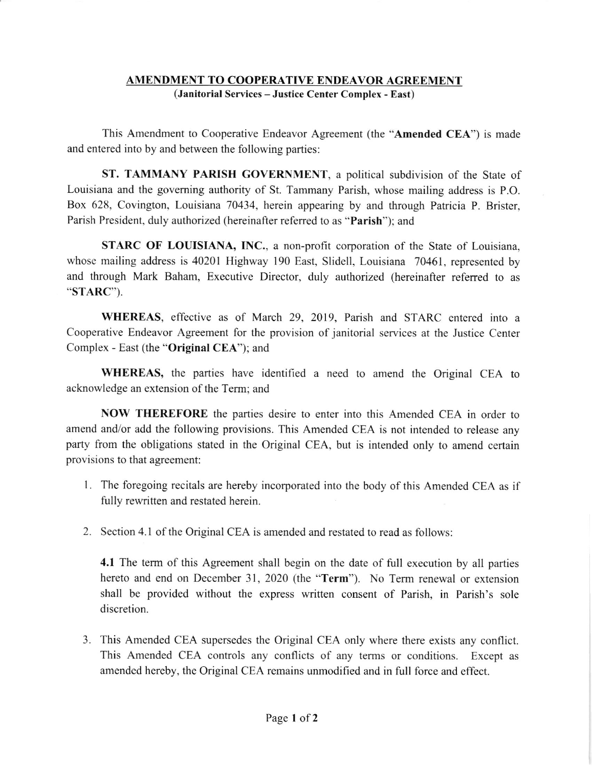## AMENDMENT TO COOPERATIVE ENDEAVOR AGREEMENT

**(Janitorial Services – Justice Center Complex - East)**

This Amendment to Cooperative Endeavor Agreement (the "**Amended CEA**") is made and entered into by and between the following parties:

**ST. TAMMANY PARISH GOVERNMENT**, a political subdivision of the State of Louisiana and the governing authority of St. Tammany Parish, whose mailing address is P.O. Box 628, Covington, Louisiana 70434, herein appearing by and through Patricia P. Brister, Parish President, duly authorized (hereinafter referred to as "**Parish**"); and

**STARC OF LOUISIANA, INC.**, a non-profit corporation of the State of Louisiana, whose mailing address is 40201 Highway 190 East, Slidell, Louisiana 70461, represented by and through Mark Baham, Executive Director, duly authorized (hereinafter referred to as "**STARC**").

**WHEREAS**, effective as of March 29, 2019, Parish and STARC entered into a Cooperative Endeavor Agreement for the provision of janitorial services at the Justice Center Complex - East (the "**Original CEA**"); and

**WHEREAS,** the parties have identified a need to amend the Original CEA to acknowledge an extension of the Term; and

**NOW THEREFORE** the parties desire to enter into this Amended CEA in order to amend and/or add the following provisions. This Amended CEA is not intended to release any party from the obligations stated in the Original CEA, but is intended only to amend certain provisions to that agreement:

1. The foregoing recitals are hereby incorporated into the body of this Amended CEA as if fully rewritten and restated herein.

2. Section 4.1 of the Original CEA is amended and restated to read as follows:

   **4.1** The term of this Agreement shall begin on the date of full execution by all parties hereto and end on December 31, 2020 (the "**Term**"). No Term renewal or extension shall be provided without the express written consent of Parish, in Parish's sole discretion.

3. This Amended CEA supersedes the Original CEA only where there exists any conflict. This Amended CEA controls any conflicts of any terms or conditions. Except as amended hereby, the Original CEA remains unmodified and in full force and effect.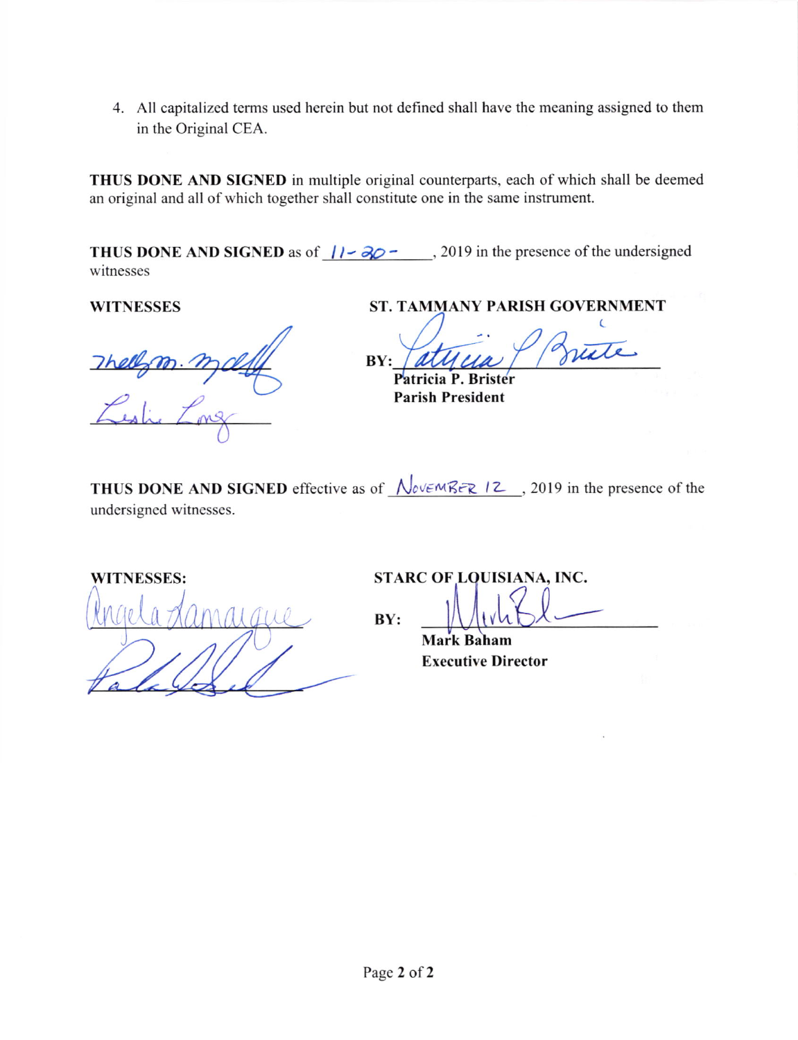4. All capitalized terms used herein but not defined shall have the meaning assigned to them in the Original CEA.

**THUS DONE AND SIGNED** in multiple original counterparts, each of which shall be deemed an original and all of which together shall constitute one in the same instrument.

**THUS DONE AND SIGNED** as of 11-20-, 2019 in the presence of the undersigned witnesses

**WITNESSES**

**ST. TAMMANY PARISH GOVERNMENT**

BY: ______________________
**Patricia P. Brister**
**Parish President**

**THUS DONE AND SIGNED** effective as of November 12, 2019 in the presence of the undersigned witnesses.

**WITNESSES:**

**STARC OF LOUISIANA, INC.**

**BY:** ______________________
**Mark Baham**
**Executive Director**